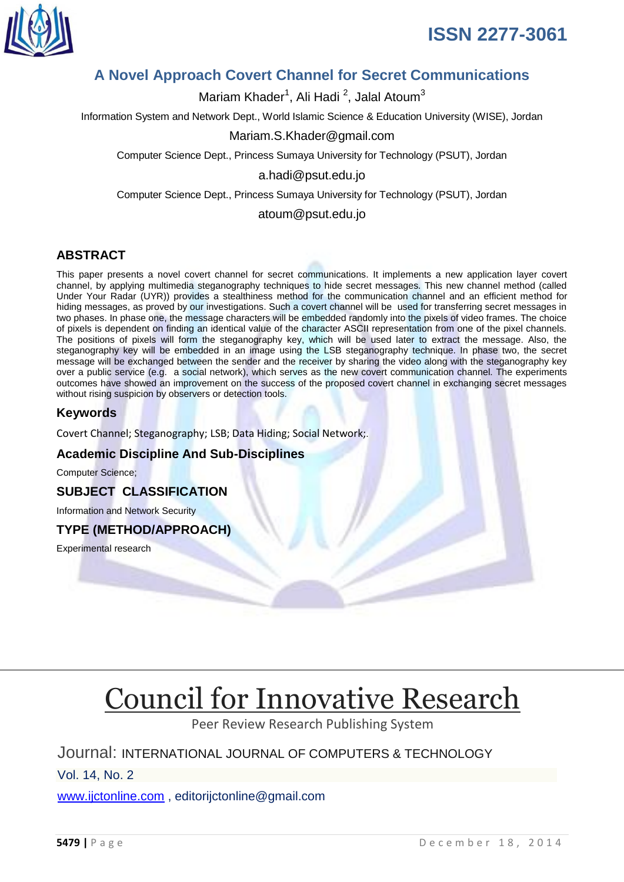ISSN 2277-3061

# A Novel Approach Covert Channel for Secret Communications

Mariam Khader[1], Ali Hadi [2], Jalal Atoum[3]

Information System and Network Dept., World Islamic Science & Education University (WISE), Jordan

Mariam.S.Khader@gmail.com

Computer Science Dept., Princess Sumaya University for Technology (PSUT), Jordan

a.hadi@psut.edu.jo

Computer Science Dept., Princess Sumaya University for Technology (PSUT), Jordan

atoum@psut.edu.jo

## ABSTRACT

This paper presents a novel covert channel for secret communications. It implements a new application layer covert channel, by applying multimedia steganography techniques to hide secret messages. This new channel method (called Under Your Radar (UYR)) provides a stealthiness method for the communication channel and an efficient method for hiding messages, as proved by our investigations. Such a covert channel will be used for transferring secret messages in two phases. In phase one, the message characters will be embedded randomly into the pixels of video frames. The choice of pixels is dependent on finding an identical value of the character ASCII representation from one of the pixel channels. The positions of pixels will form the steganography key, which will be used later to extract the message. Also, the steganography key will be embedded in an image using the LSB steganography technique. In phase two, the secret message will be exchanged between the sender and the receiver by sharing the video along with the steganography key over a public service (e.g. a social network), which serves as the new covert communication channel. The experiments outcomes have showed an improvement on the success of the proposed covert channel in exchanging secret messages without rising suspicion by observers or detection tools.

## Keywords

Covert Channel; Steganography; LSB; Data Hiding; Social Network;.

## Academic Discipline And Sub-Disciplines

Computer Science;

## SUBJECT CLASSIFICATION

Information and Network Security

## TYPE (METHOD/APPROACH)

Experimental research

# Council for Innovative Research

Peer Review Research Publishing System

Journal: INTERNATIONAL JOURNAL OF COMPUTERS & TECHNOLOGY

Vol. 14, No. 2

www.ijctonline.com , editorijctonline@gmail.com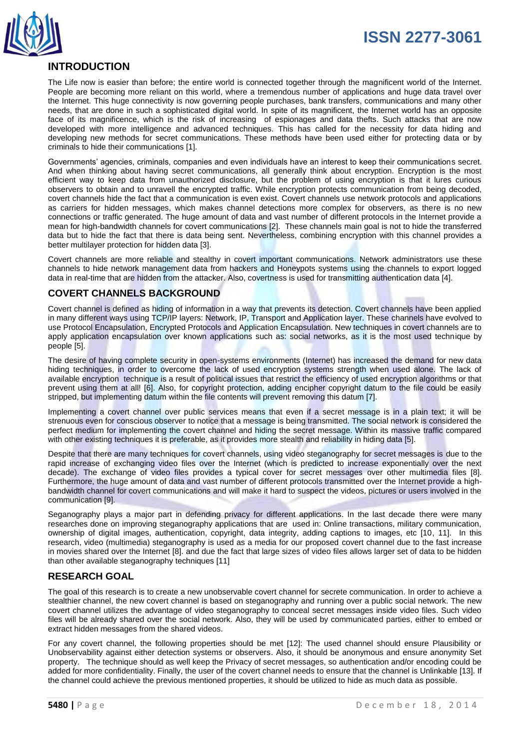## INTRODUCTION

The Life now is easier than before; the entire world is connected together through the magnificent world of the Internet. People are becoming more reliant on this world, where a tremendous number of applications and huge data travel over the Internet. This huge connectivity is now governing people purchases, bank transfers, communications and many other needs, that are done in such a sophisticated digital world. In spite of its magnificent, the Internet world has an opposite face of its magnificence, which is the risk of increasing of espionages and data thefts. Such attacks that are now developed with more intelligence and advanced techniques. This has called for the necessity for data hiding and developing new methods for secret communications. These methods have been used either for protecting data or by criminals to hide their communications [1].

Governments' agencies, criminals, companies and even individuals have an interest to keep their communications secret. And when thinking about having secret communications, all generally think about encryption. Encryption is the most efficient way to keep data from unauthorized disclosure, but the problem of using encryption is that it lures curious observers to obtain and to unravell the encrypted traffic. While encryption protects communication from being decoded, covert channels hide the fact that a communication is even exist. Covert channels use network protocols and applications as carriers for hidden messages, which makes channel detections more complex for observers, as there is no new connections or traffic generated. The huge amount of data and vast number of different protocols in the Internet provide a mean for high-bandwidth channels for covert communications [2]. These channels main goal is not to hide the transferred data but to hide the fact that there is data being sent. Nevertheless, combining encryption with this channel provides a better multilayer protection for hidden data [3].

Covert channels are more reliable and stealthy in covert important communications. Network administrators use these channels to hide network management data from hackers and Honeypots systems using the channels to export logged data in real-time that are hidden from the attacker. Also, covertness is used for transmitting authentication data [4].

## COVERT CHANNELS BACKGROUND

Covert channel is defined as hiding of information in a way that prevents its detection. Covert channels have been applied in many different ways using TCP/IP layers: Network, IP, Transport and Application layer. These channels have evolved to use Protocol Encapsulation, Encrypted Protocols and Application Encapsulation. New techniques in covert channels are to apply application encapsulation over known applications such as: social networks, as it is the most used technique by people [5].

The desire of having complete security in open-systems environments (Internet) has increased the demand for new data hiding techniques, in order to overcome the lack of used encryption systems strength when used alone. The lack of available encryption technique is a result of political issues that restrict the efficiency of used encryption algorithms or that prevent using them at all! [6]. Also, for copyright protection, adding encipher copyright datum to the file could be easily stripped, but implementing datum within the file contents will prevent removing this datum [7].

Implementing a covert channel over public services means that even if a secret message is in a plain text; it will be strenuous even for conscious observer to notice that a message is being transmitted. The social network is considered the perfect medium for implementing the covert channel and hiding the secret message. Within its massive traffic compared with other existing techniques it is preferable, as it provides more stealth and reliability in hiding data [5].

Despite that there are many techniques for covert channels, using video steganography for secret messages is due to the rapid increase of exchanging video files over the Internet (which is predicted to increase exponentially over the next decade). The exchange of video files provides a typical cover for secret messages over other multimedia files [8]. Furthermore, the huge amount of data and vast number of different protocols transmitted over the Internet provide a high-bandwidth channel for covert communications and will make it hard to suspect the videos, pictures or users involved in the communication [9].

Seganography plays a major part in defending privacy for different applications. In the last decade there were many researches done on improving steganography applications that are used in: Online transactions, military communication, ownership of digital images, authentication, copyright, data integrity, adding captions to images, etc [10, 11]. In this research, video (multimedia) steganography is used as a media for our proposed covert channel due to the fast increase in movies shared over the Internet [8]. and due the fact that large sizes of video files allows larger set of data to be hidden than other available steganography techniques [11]

## RESEARCH GOAL

The goal of this research is to create a new unobservable covert channel for secrete communication. In order to achieve a stealthier channel, the new covert channel is based on steganography and running over a public social network. The new covert channel utilizes the advantage of video steganography to conceal secret messages inside video files. Such video files will be already shared over the social network. Also, they will be used by communicated parties, either to embed or extract hidden messages from the shared videos.

For any covert channel, the following properties should be met [12]: The used channel should ensure Plausibility or Unobservability against either detection systems or observers. Also, it should be anonymous and ensure anonymity Set property. The technique should as well keep the Privacy of secret messages, so authentication and/or encoding could be added for more confidentiality. Finally, the user of the covert channel needs to ensure that the channel is Unlinkable [13]. If the channel could achieve the previous mentioned properties, it should be utilized to hide as much data as possible.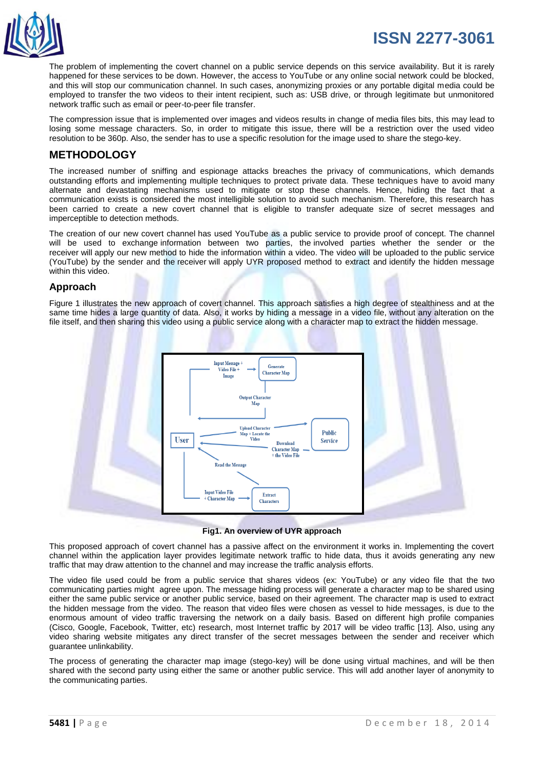The problem of implementing the covert channel on a public service depends on this service availability. But it is rarely happened for these services to be down. However, the access to YouTube or any online social network could be blocked, and this will stop our communication channel. In such cases, anonymizing proxies or any portable digital media could be employed to transfer the two videos to their intent recipient, such as: USB drive, or through legitimate but unmonitored network traffic such as email or peer-to-peer file transfer.

The compression issue that is implemented over images and videos results in change of media files bits, this may lead to losing some message characters. So, in order to mitigate this issue, there will be a restriction over the used video resolution to be 360p. Also, the sender has to use a specific resolution for the image used to share the stego-key.

## METHODOLOGY

The increased number of sniffing and espionage attacks breaches the privacy of communications, which demands outstanding efforts and implementing multiple techniques to protect private data. These techniques have to avoid many alternate and devastating mechanisms used to mitigate or stop these channels. Hence, hiding the fact that a communication exists is considered the most intelligible solution to avoid such mechanism. Therefore, this research has been carried to create a new covert channel that is eligible to transfer adequate size of secret messages and imperceptible to detection methods.

The creation of our new covert channel has used YouTube as a public service to provide proof of concept. The channel will be used to exchange information between two parties, the involved parties whether the sender or the receiver will apply our new method to hide the information within a video. The video will be uploaded to the public service (YouTube) by the sender and the receiver will apply UYR proposed method to extract and identify the hidden message within this video.

### Approach

Figure 1 illustrates the new approach of covert channel. This approach satisfies a high degree of stealthiness and at the same time hides a large quantity of data. Also, it works by hiding a message in a video file, without any alteration on the file itself, and then sharing this video using a public service along with a character map to extract the hidden message.

**Fig1. An overview of UYR approach**

This proposed approach of covert channel has a passive affect on the environment it works in. Implementing the covert channel within the application layer provides legitimate network traffic to hide data, thus it avoids generating any new traffic that may draw attention to the channel and may increase the traffic analysis efforts.

The video file used could be from a public service that shares videos (ex: YouTube) or any video file that the two communicating parties might agree upon. The message hiding process will generate a character map to be shared using either the same public service or another public service, based on their agreement. The character map is used to extract the hidden message from the video. The reason that video files were chosen as vessel to hide messages, is due to the enormous amount of video traffic traversing the network on a daily basis. Based on different high profile companies (Cisco, Google, Facebook, Twitter, etc) research, most Internet traffic by 2017 will be video traffic [13]. Also, using any video sharing website mitigates any direct transfer of the secret messages between the sender and receiver which guarantee unlinkability.

The process of generating the character map image (stego-key) will be done using virtual machines, and will be then shared with the second party using either the same or another public service. This will add another layer of anonymity to the communicating parties.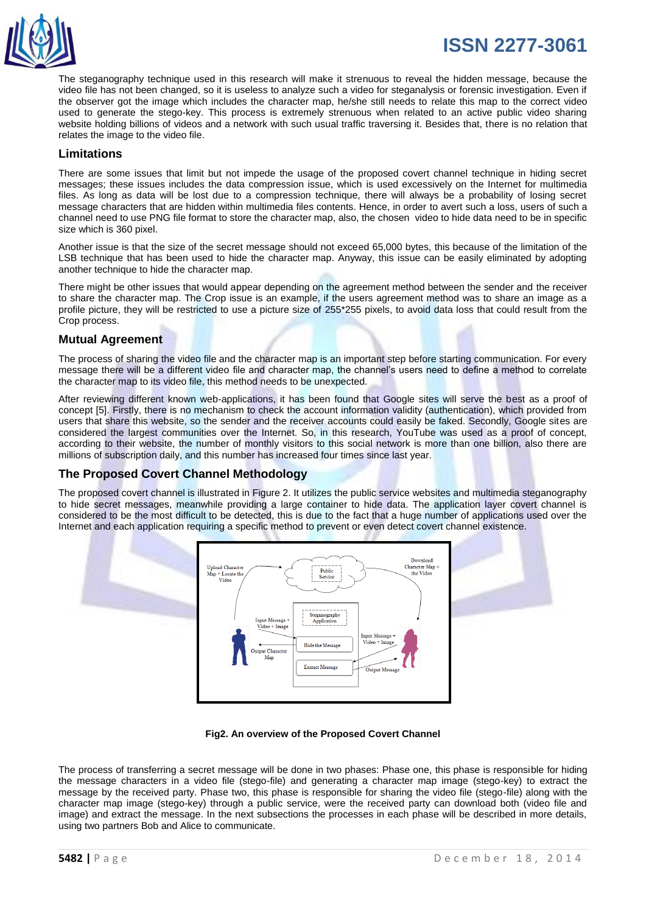The steganography technique used in this research will make it strenuous to reveal the hidden message, because the video file has not been changed, so it is useless to analyze such a video for steganalysis or forensic investigation. Even if the observer got the image which includes the character map, he/she still needs to relate this map to the correct video used to generate the stego-key. This process is extremely strenuous when related to an active public video sharing website holding billions of videos and a network with such usual traffic traversing it. Besides that, there is no relation that relates the image to the video file.

## Limitations

There are some issues that limit but not impede the usage of the proposed covert channel technique in hiding secret messages; these issues includes the data compression issue, which is used excessively on the Internet for multimedia files. As long as data will be lost due to a compression technique, there will always be a probability of losing secret message characters that are hidden within multimedia files contents. Hence, in order to avert such a loss, users of such a channel need to use PNG file format to store the character map, also, the chosen video to hide data need to be in specific size which is 360 pixel.

Another issue is that the size of the secret message should not exceed 65,000 bytes, this because of the limitation of the LSB technique that has been used to hide the character map. Anyway, this issue can be easily eliminated by adopting another technique to hide the character map.

There might be other issues that would appear depending on the agreement method between the sender and the receiver to share the character map. The Crop issue is an example, if the users agreement method was to share an image as a profile picture, they will be restricted to use a picture size of 255*255 pixels, to avoid data loss that could result from the Crop process.

## Mutual Agreement

The process of sharing the video file and the character map is an important step before starting communication. For every message there will be a different video file and character map, the channel's users need to define a method to correlate the character map to its video file, this method needs to be unexpected.

After reviewing different known web-applications, it has been found that Google sites will serve the best as a proof of concept [5]. Firstly, there is no mechanism to check the account information validity (authentication), which provided from users that share this website, so the sender and the receiver accounts could easily be faked. Secondly, Google sites are considered the largest communities over the Internet. So, in this research, YouTube was used as a proof of concept, according to their website, the number of monthly visitors to this social network is more than one billion, also there are millions of subscription daily, and this number has increased four times since last year.

## The Proposed Covert Channel Methodology

The proposed covert channel is illustrated in Figure 2. It utilizes the public service websites and multimedia steganography to hide secret messages, meanwhile providing a large container to hide data. The application layer covert channel is considered to be the most difficult to be detected, this is due to the fact that a huge number of applications used over the Internet and each application requiring a specific method to prevent or even detect covert channel existence.

**Fig2. An overview of the Proposed Covert Channel**

The process of transferring a secret message will be done in two phases: Phase one, this phase is responsible for hiding the message characters in a video file (stego-file) and generating a character map image (stego-key) to extract the message by the received party. Phase two, this phase is responsible for sharing the video file (stego-file) along with the character map image (stego-key) through a public service, were the received party can download both (video file and image) and extract the message. In the next subsections the processes in each phase will be described in more details, using two partners Bob and Alice to communicate.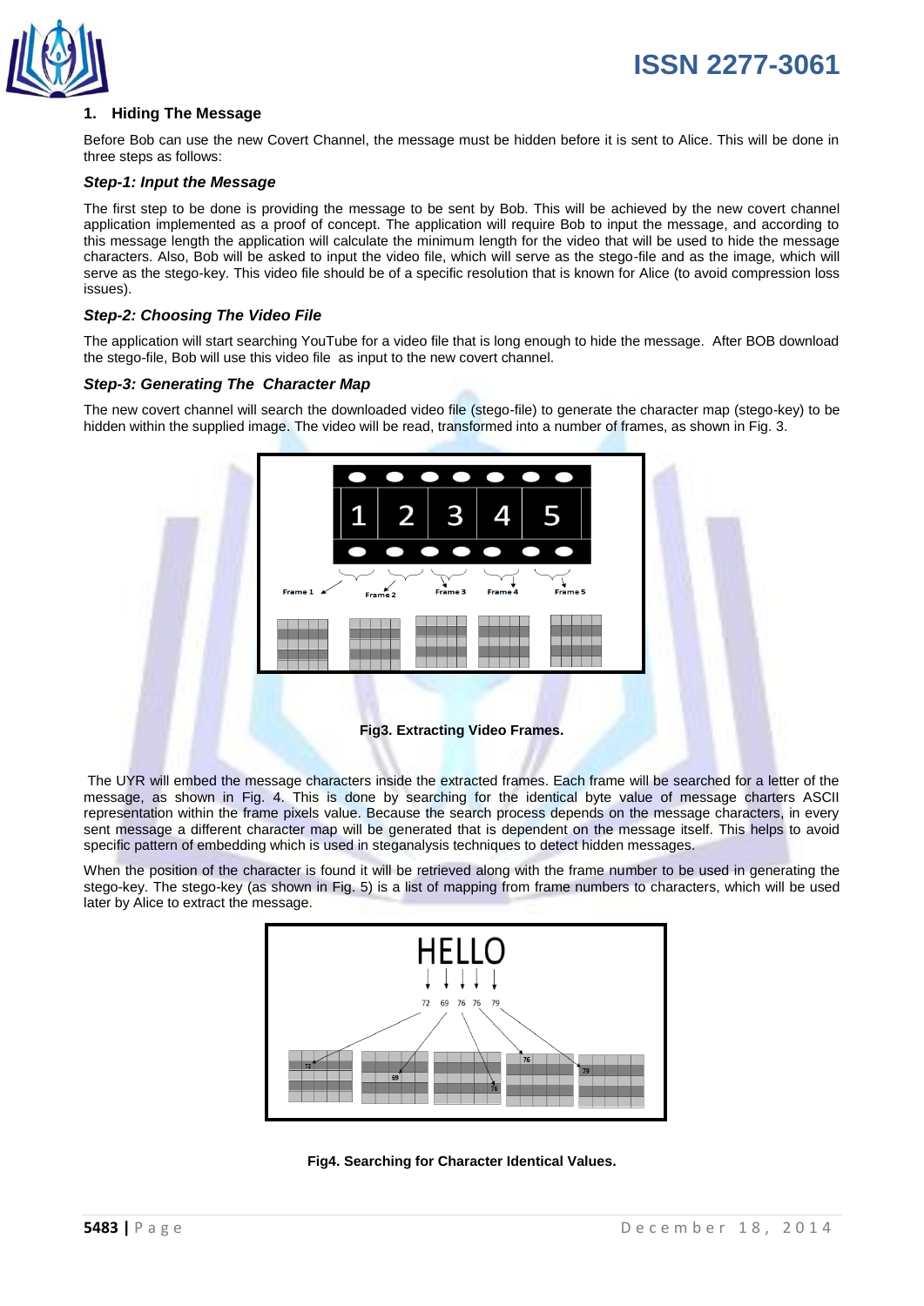## 1. Hiding The Message

Before Bob can use the new Covert Channel, the message must be hidden before it is sent to Alice. This will be done in three steps as follows:

### *Step-1: Input the Message*

The first step to be done is providing the message to be sent by Bob. This will be achieved by the new covert channel application implemented as a proof of concept. The application will require Bob to input the message, and according to this message length the application will calculate the minimum length for the video that will be used to hide the message characters. Also, Bob will be asked to input the video file, which will serve as the stego-file and as the image, which will serve as the stego-key. This video file should be of a specific resolution that is known for Alice (to avoid compression loss issues).

### *Step-2: Choosing The Video File*

The application will start searching YouTube for a video file that is long enough to hide the message. After BOB download the stego-file, Bob will use this video file as input to the new covert channel.

### *Step-3: Generating The Character Map*

The new covert channel will search the downloaded video file (stego-file) to generate the character map (stego-key) to be hidden within the supplied image. The video will be read, transformed into a number of frames, as shown in Fig. 3.

**Fig3. Extracting Video Frames.**

The UYR will embed the message characters inside the extracted frames. Each frame will be searched for a letter of the message, as shown in Fig. 4. This is done by searching for the identical byte value of message charters ASCII representation within the frame pixels value. Because the search process depends on the message characters, in every sent message a different character map will be generated that is dependent on the message itself. This helps to avoid specific pattern of embedding which is used in steganalysis techniques to detect hidden messages.

When the position of the character is found it will be retrieved along with the frame number to be used in generating the stego-key. The stego-key (as shown in Fig. 5) is a list of mapping from frame numbers to characters, which will be used later by Alice to extract the message.

**Fig4. Searching for Character Identical Values.**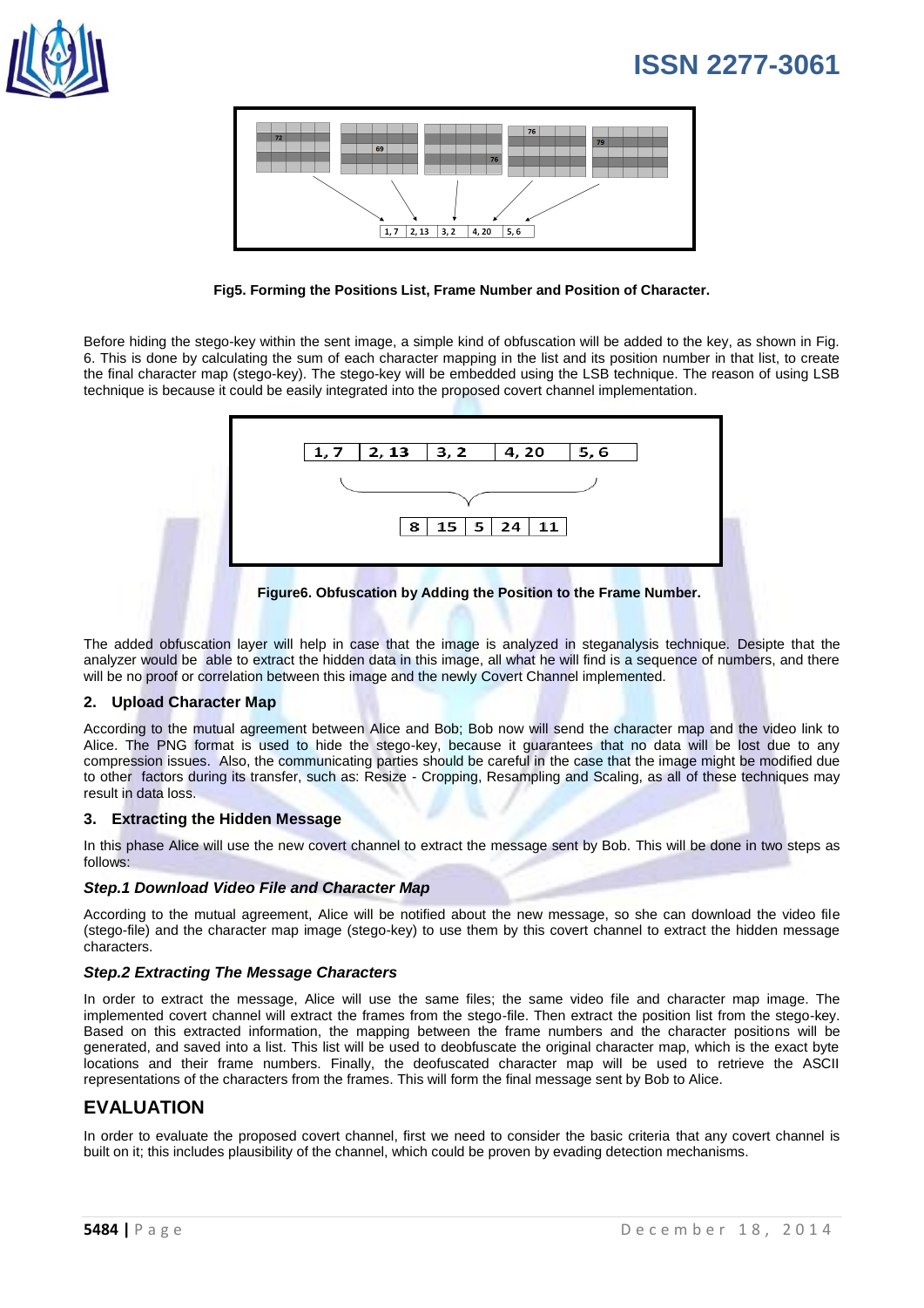Fig5. Forming the Positions List, Frame Number and Position of Character.

Before hiding the stego-key within the sent image, a simple kind of obfuscation will be added to the key, as shown in Fig. 6. This is done by calculating the sum of each character mapping in the list and its position number in that list, to create the final character map (stego-key). The stego-key will be embedded using the LSB technique. The reason of using LSB technique is because it could be easily integrated into the proposed covert channel implementation.

Figure6. Obfuscation by Adding the Position to the Frame Number.

The added obfuscation layer will help in case that the image is analyzed in steganalysis technique. Desipte that the analyzer would be able to extract the hidden data in this image, all what he will find is a sequence of numbers, and there will be no proof or correlation between this image and the newly Covert Channel implemented.

### 2. Upload Character Map

According to the mutual agreement between Alice and Bob; Bob now will send the character map and the video link to Alice. The PNG format is used to hide the stego-key, because it guarantees that no data will be lost due to any compression issues. Also, the communicating parties should be careful in the case that the image might be modified due to other factors during its transfer, such as: Resize - Cropping, Resampling and Scaling, as all of these techniques may result in data loss.

### 3. Extracting the Hidden Message

In this phase Alice will use the new covert channel to extract the message sent by Bob. This will be done in two steps as follows:

#### *Step.1 Download Video File and Character Map*

According to the mutual agreement, Alice will be notified about the new message, so she can download the video file (stego-file) and the character map image (stego-key) to use them by this covert channel to extract the hidden message characters.

#### *Step.2 Extracting The Message Characters*

In order to extract the message, Alice will use the same files; the same video file and character map image. The implemented covert channel will extract the frames from the stego-file. Then extract the position list from the stego-key. Based on this extracted information, the mapping between the frame numbers and the character positions will be generated, and saved into a list. This list will be used to deobfuscate the original character map, which is the exact byte locations and their frame numbers. Finally, the deofuscated character map will be used to retrieve the ASCII representations of the characters from the frames. This will form the final message sent by Bob to Alice.

## EVALUATION

In order to evaluate the proposed covert channel, first we need to consider the basic criteria that any covert channel is built on it; this includes plausibility of the channel, which could be proven by evading detection mechanisms.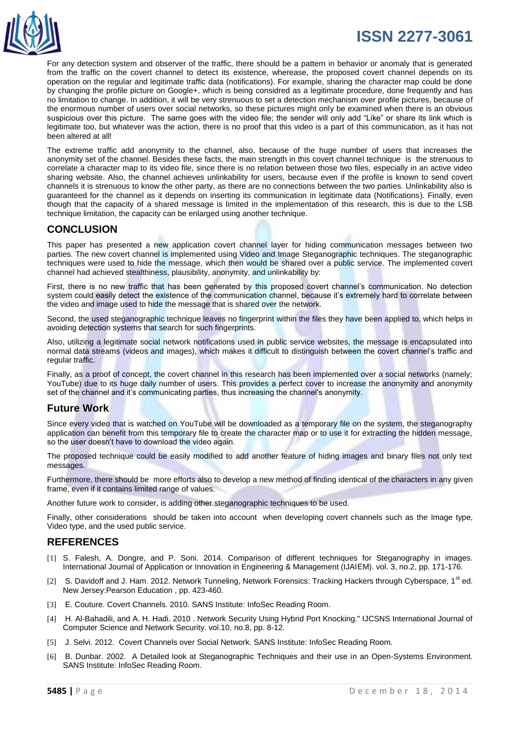For any detection system and observer of the traffic, there should be a pattern in behavior or anomaly that is generated from the traffic on the covert channel to detect its existence, wherease, the proposed covert channel depends on its operation on the regular and legitimate traffic data (notifications). For example, sharing the character map could be done by changing the profile picture on Google+, which is being considred as a legitimate procedure, done frequently and has no limitation to change. In addition, it will be very strenuous to set a detection mechanism over profile pictures, because of the enormous number of users over social networks, so these pictures might only be examined when there is an obvious suspicious over this picture. The same goes with the video file; the sender will only add "Like" or share its link which is legitimate too, but whatever was the action, there is no proof that this video is a part of this communication, as it has not been altered at all!

The extreme traffic add anonymity to the channel, also, because of the huge number of users that increases the anonymity set of the channel. Besides these facts, the main strength in this covert channel technique is the strenuous to correlate a character map to its video file, since there is no relation between those two files, especially in an active video sharing website. Also, the channel achieves unlinkability for users, because even if the profile is known to send covert channels it is strenuous to know the other party, as there are no connections between the two parties. Unlinkability also is guaranteed for the channel as it depends on inserting its communication in legitimate data (Notifications). Finally, even though that the capacity of a shared message is limited in the implementation of this research, this is due to the LSB technique limitation, the capacity can be enlarged using another technique.

## CONCLUSION

This paper has presented a new application covert channel layer for hiding communication messages between two parties. The new covert channel is implemented using Video and Image Steganographic techniques. The steganographic techniques were used to hide the message, which then would be shared over a public service. The implemented covert channel had achieved stealthiness, plausibility, anonymity, and unlinkability by:

First, there is no new traffic that has been generated by this proposed covert channel's communication. No detection system could easily detect the existence of the communication channel, because it's extremely hard to correlate between the video and image used to hide the message that is shared over the network.

Second, the used steganographic technique leaves no fingerprint within the files they have been applied to, which helps in avoiding detection systems that search for such fingerprints.

Also, utilizing a legitimate social network notifications used in public service websites, the message is encapsulated into normal data streams (videos and images), which makes it difficult to distinguish between the covert channel's traffic and regular traffic.

Finally, as a proof of concept, the covert channel in this research has been implemented over a social networks (namely; YouTube) due to its huge daily number of users. This provides a perfect cover to increase the anonymity and anonymity set of the channel and it's communicating parties, thus increasing the channel's anonymity.

## Future Work

Since every video that is watched on YouTube will be downloaded as a temporary file on the system, the steganography application can benefit from this temporary file to create the character map or to use it for extracting the hidden message, so the user doesn't have to download the video again.

The proposed technique could be easily modified to add another feature of hiding images and binary files not only text messages.

Furthermore, there should be more efforts also to develop a new method of finding identical of the characters in any given frame, even if it contains limited range of values.

Another future work to consider, is adding other steganographic techniques to be used.

Finally, other considerations should be taken into account when developing covert channels such as the Image type, Video type, and the used public service.

## REFERENCES

[1] S. Falesh, A. Dongre, and P. Soni. 2014. Comparison of different techniques for Steganography in images. International Journal of Application or Innovation in Engineering & Management (IJAIEM). vol. 3, no.2, pp. 171-176.

[2] S. Davidoff and J. Ham. 2012. Network Tunneling, Network Forensics: Tracking Hackers through Cyberspace, 1st ed. New Jersey:Pearson Education , pp. 423-460.

[3] E. Couture. Covert Channels. 2010. SANS Institute: InfoSec Reading Room.

[4] H. Al-Bahadili, and A. H. Hadi. 2010 . Network Security Using Hybrid Port Knocking." IJCSNS International Journal of Computer Science and Network Security. vol.10, no.8, pp. 8-12.

[5] J. Selvi. 2012. Covert Channels over Social Network. SANS Institute: InfoSec Reading Room.

[6] B. Dunbar. 2002. A Detailed look at Steganographic Techniques and their use in an Open-Systems Environment. SANS Institute: InfoSec Reading Room.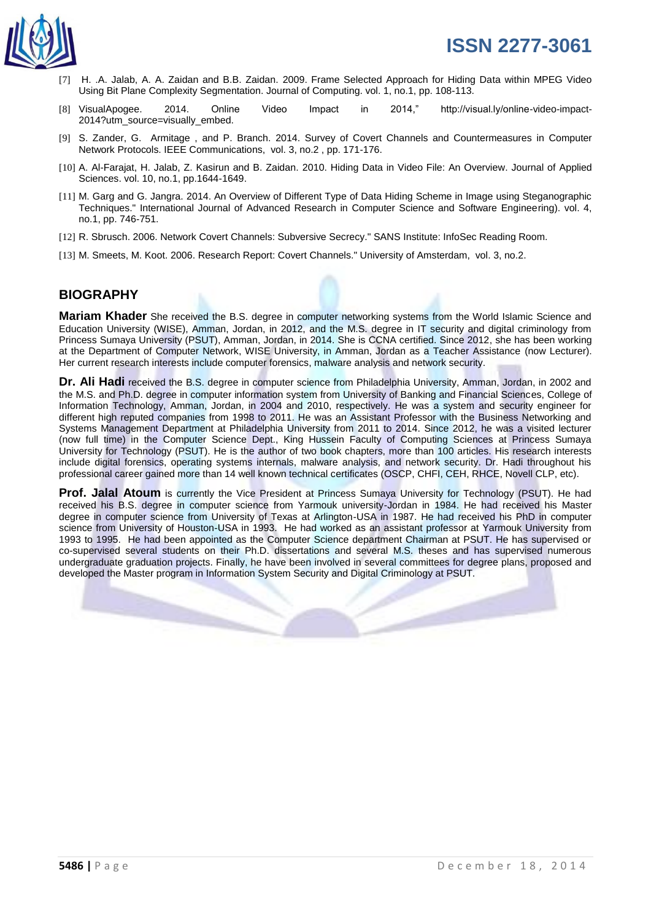[7] H. .A. Jalab, A. A. Zaidan and B.B. Zaidan. 2009. Frame Selected Approach for Hiding Data within MPEG Video Using Bit Plane Complexity Segmentation. Journal of Computing. vol. 1, no.1, pp. 108-113.

[8] VisualApogee. 2014. Online Video Impact in 2014," http://visual.ly/online-video-impact-2014?utm_source=visually_embed.

[9] S. Zander, G. Armitage , and P. Branch. 2014. Survey of Covert Channels and Countermeasures in Computer Network Protocols. IEEE Communications, vol. 3, no.2 , pp. 171-176.

[10] A. Al-Farajat, H. Jalab, Z. Kasirun and B. Zaidan. 2010. Hiding Data in Video File: An Overview. Journal of Applied Sciences. vol. 10, no.1, pp.1644-1649.

[11] M. Garg and G. Jangra. 2014. An Overview of Different Type of Data Hiding Scheme in Image using Steganographic Techniques." International Journal of Advanced Research in Computer Science and Software Engineering). vol. 4, no.1, pp. 746-751.

[12] R. Sbrusch. 2006. Network Covert Channels: Subversive Secrecy." SANS Institute: InfoSec Reading Room.

[13] M. Smeets, M. Koot. 2006. Research Report: Covert Channels." University of Amsterdam, vol. 3, no.2.

## BIOGRAPHY

**Mariam Khader** She received the B.S. degree in computer networking systems from the World Islamic Science and Education University (WISE), Amman, Jordan, in 2012, and the M.S. degree in IT security and digital criminology from Princess Sumaya University (PSUT), Amman, Jordan, in 2014. She is CCNA certified. Since 2012, she has been working at the Department of Computer Network, WISE University, in Amman, Jordan as a Teacher Assistance (now Lecturer). Her current research interests include computer forensics, malware analysis and network security.

**Dr. Ali Hadi** received the B.S. degree in computer science from Philadelphia University, Amman, Jordan, in 2002 and the M.S. and Ph.D. degree in computer information system from University of Banking and Financial Sciences, College of Information Technology, Amman, Jordan, in 2004 and 2010, respectively. He was a system and security engineer for different high reputed companies from 1998 to 2011. He was an Assistant Professor with the Business Networking and Systems Management Department at Philadelphia University from 2011 to 2014. Since 2012, he was a visited lecturer (now full time) in the Computer Science Dept., King Hussein Faculty of Computing Sciences at Princess Sumaya University for Technology (PSUT). He is the author of two book chapters, more than 100 articles. His research interests include digital forensics, operating systems internals, malware analysis, and network security. Dr. Hadi throughout his professional career gained more than 14 well known technical certificates (OSCP, CHFI, CEH, RHCE, Novell CLP, etc).

**Prof. Jalal Atoum** is currently the Vice President at Princess Sumaya University for Technology (PSUT). He had received his B.S. degree in computer science from Yarmouk university-Jordan in 1984. He had received his Master degree in computer science from University of Texas at Arlington-USA in 1987. He had received his PhD in computer science from University of Houston-USA in 1993. He had worked as an assistant professor at Yarmouk University from 1993 to 1995. He had been appointed as the Computer Science department Chairman at PSUT. He has supervised or co-supervised several students on their Ph.D. dissertations and several M.S. theses and has supervised numerous undergraduate graduation projects. Finally, he have been involved in several committees for degree plans, proposed and developed the Master program in Information System Security and Digital Criminology at PSUT.